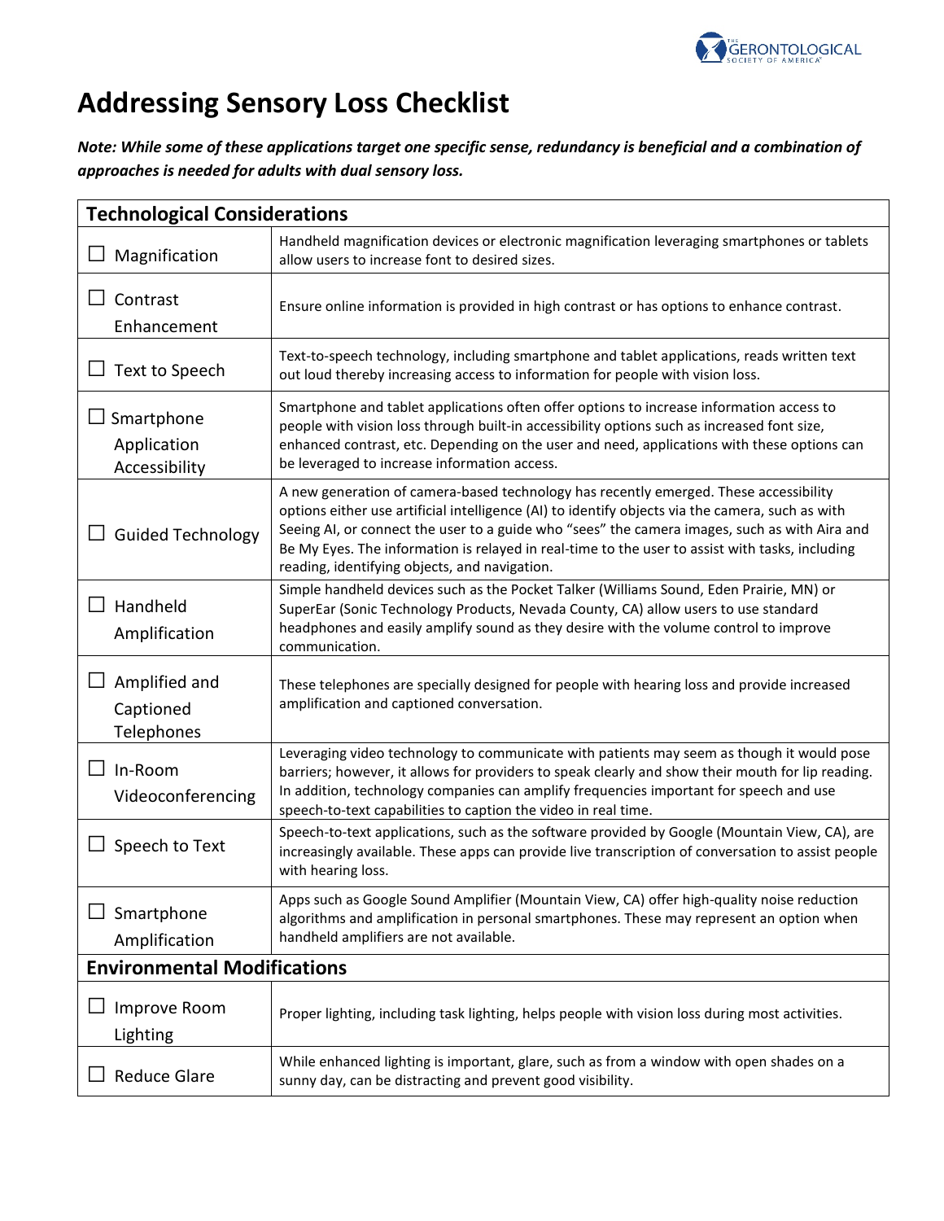# Addressing Sensory Loss Checklist

***Note: While some of these applications target one specific sense, redundancy is beneficial and a combination of approaches is needed for adults with dual sensory loss.***

| **Technological Considerations** | |
|---|---|
| ☐ Magnification | Handheld magnification devices or electronic magnification leveraging smartphones or tablets allow users to increase font to desired sizes. |
| ☐ Contrast Enhancement | Ensure online information is provided in high contrast or has options to enhance contrast. |
| ☐ Text to Speech | Text-to-speech technology, including smartphone and tablet applications, reads written text out loud thereby increasing access to information for people with vision loss. |
| ☐ Smartphone Application Accessibility | Smartphone and tablet applications often offer options to increase information access to people with vision loss through built-in accessibility options such as increased font size, enhanced contrast, etc. Depending on the user and need, applications with these options can be leveraged to increase information access. |
| ☐ Guided Technology | A new generation of camera-based technology has recently emerged. These accessibility options either use artificial intelligence (AI) to identify objects via the camera, such as with Seeing AI, or connect the user to a guide who "sees" the camera images, such as with Aira and Be My Eyes. The information is relayed in real-time to the user to assist with tasks, including reading, identifying objects, and navigation. |
| ☐ Handheld Amplification | Simple handheld devices such as the Pocket Talker (Williams Sound, Eden Prairie, MN) or SuperEar (Sonic Technology Products, Nevada County, CA) allow users to use standard headphones and easily amplify sound as they desire with the volume control to improve communication. |
| ☐ Amplified and Captioned Telephones | These telephones are specially designed for people with hearing loss and provide increased amplification and captioned conversation. |
| ☐ In-Room Videoconferencing | Leveraging video technology to communicate with patients may seem as though it would pose barriers; however, it allows for providers to speak clearly and show their mouth for lip reading. In addition, technology companies can amplify frequencies important for speech and use speech-to-text capabilities to caption the video in real time. |
| ☐ Speech to Text | Speech-to-text applications, such as the software provided by Google (Mountain View, CA), are increasingly available. These apps can provide live transcription of conversation to assist people with hearing loss. |
| ☐ Smartphone Amplification | Apps such as Google Sound Amplifier (Mountain View, CA) offer high-quality noise reduction algorithms and amplification in personal smartphones. These may represent an option when handheld amplifiers are not available. |
| **Environmental Modifications** | |
| ☐ Improve Room Lighting | Proper lighting, including task lighting, helps people with vision loss during most activities. |
| ☐ Reduce Glare | While enhanced lighting is important, glare, such as from a window with open shades on a sunny day, can be distracting and prevent good visibility. |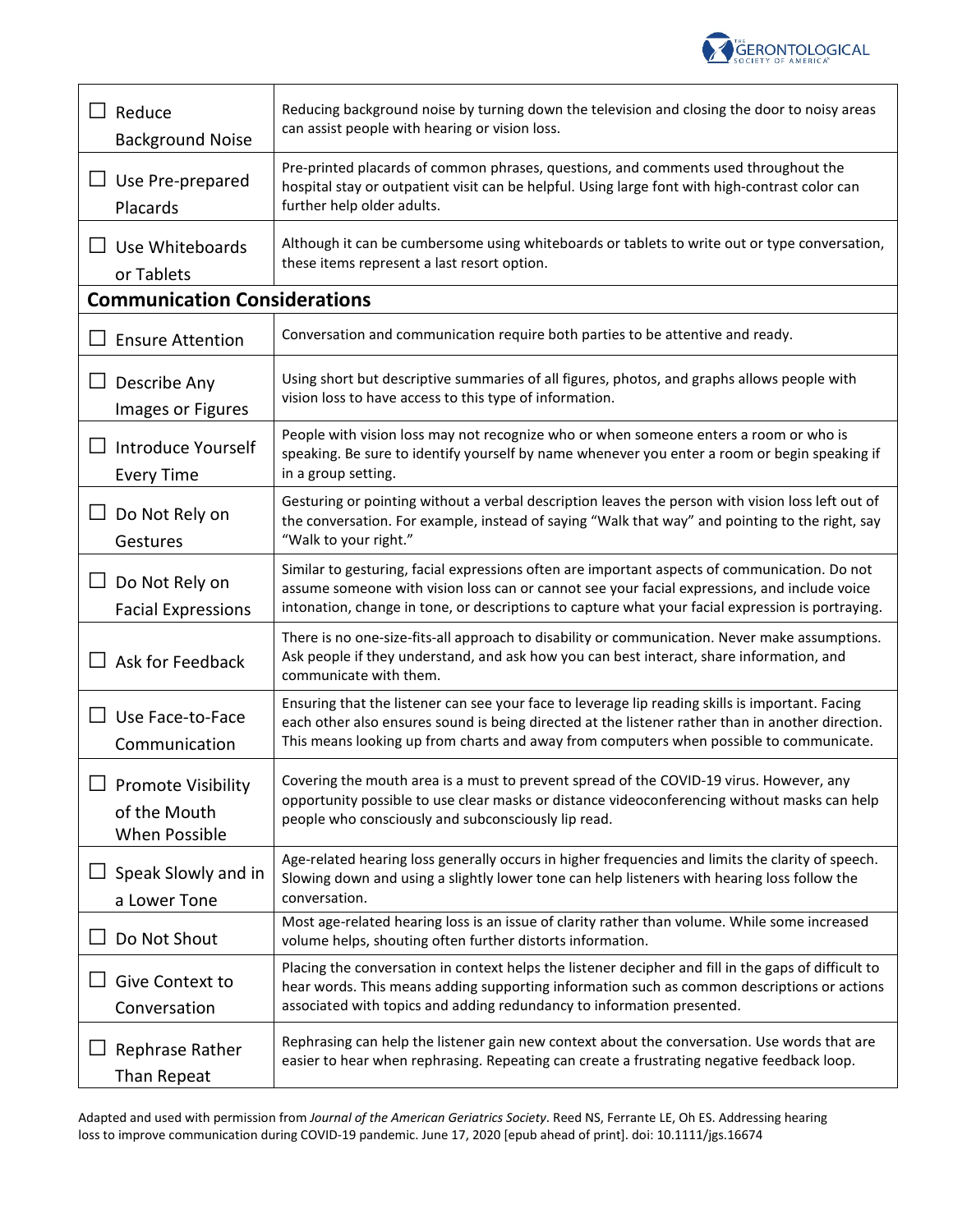| | |
|---|---|
| ☐ Reduce Background Noise | Reducing background noise by turning down the television and closing the door to noisy areas can assist people with hearing or vision loss. |
| ☐ Use Pre-prepared Placards | Pre-printed placards of common phrases, questions, and comments used throughout the hospital stay or outpatient visit can be helpful. Using large font with high-contrast color can further help older adults. |
| ☐ Use Whiteboards or Tablets | Although it can be cumbersome using whiteboards or tablets to write out or type conversation, these items represent a last resort option. |
| **Communication Considerations** | |
| ☐ Ensure Attention | Conversation and communication require both parties to be attentive and ready. |
| ☐ Describe Any Images or Figures | Using short but descriptive summaries of all figures, photos, and graphs allows people with vision loss to have access to this type of information. |
| ☐ Introduce Yourself Every Time | People with vision loss may not recognize who or when someone enters a room or who is speaking. Be sure to identify yourself by name whenever you enter a room or begin speaking if in a group setting. |
| ☐ Do Not Rely on Gestures | Gesturing or pointing without a verbal description leaves the person with vision loss left out of the conversation. For example, instead of saying "Walk that way" and pointing to the right, say "Walk to your right." |
| ☐ Do Not Rely on Facial Expressions | Similar to gesturing, facial expressions often are important aspects of communication. Do not assume someone with vision loss can or cannot see your facial expressions, and include voice intonation, change in tone, or descriptions to capture what your facial expression is portraying. |
| ☐ Ask for Feedback | There is no one-size-fits-all approach to disability or communication. Never make assumptions. Ask people if they understand, and ask how you can best interact, share information, and communicate with them. |
| ☐ Use Face-to-Face Communication | Ensuring that the listener can see your face to leverage lip reading skills is important. Facing each other also ensures sound is being directed at the listener rather than in another direction. This means looking up from charts and away from computers when possible to communicate. |
| ☐ Promote Visibility of the Mouth When Possible | Covering the mouth area is a must to prevent spread of the COVID-19 virus. However, any opportunity possible to use clear masks or distance videoconferencing without masks can help people who consciously and subconsciously lip read. |
| ☐ Speak Slowly and in a Lower Tone | Age-related hearing loss generally occurs in higher frequencies and limits the clarity of speech. Slowing down and using a slightly lower tone can help listeners with hearing loss follow the conversation. |
| ☐ Do Not Shout | Most age-related hearing loss is an issue of clarity rather than volume. While some increased volume helps, shouting often further distorts information. |
| ☐ Give Context to Conversation | Placing the conversation in context helps the listener decipher and fill in the gaps of difficult to hear words. This means adding supporting information such as common descriptions or actions associated with topics and adding redundancy to information presented. |
| ☐ Rephrase Rather Than Repeat | Rephrasing can help the listener gain new context about the conversation. Use words that are easier to hear when rephrasing. Repeating can create a frustrating negative feedback loop. |

Adapted and used with permission from *Journal of the American Geriatrics Society*. Reed NS, Ferrante LE, Oh ES. Addressing hearing loss to improve communication during COVID-19 pandemic. June 17, 2020 [epub ahead of print]. doi: 10.1111/jgs.16674